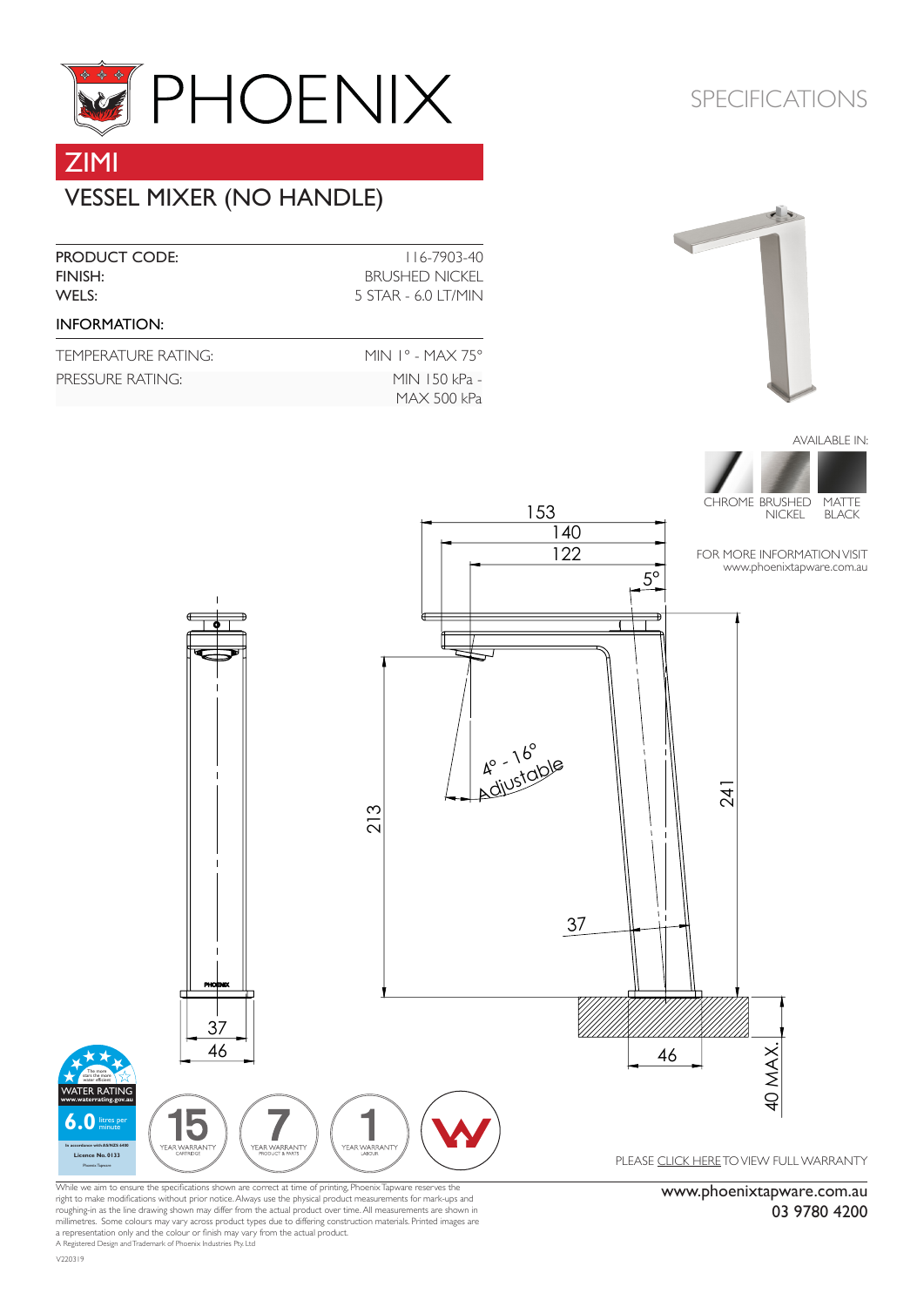# PHOENIX

SPECIFICATIONS

## ZIMI

### VESSEL MIXER (NO HANDLE)

| | |
|---|---|
| PRODUCT CODE: | 116-7903-40 |
| FINISH: | BRUSHED NICKEL |
| WELS: | 5 STAR - 6.0 LT/MIN |

INFORMATION:

| | |
|---|---|
| TEMPERATURE RATING: | MIN 1° - MAX 75° |
| PRESSURE RATING: | MIN 150 kPa - MAX 500 kPa |

AVAILABLE IN:

CHROME, BRUSHED NICKEL, MATTE BLACK

FOR MORE INFORMATION VISIT www.phoenixtapware.com.au

153, 140, 122, 5°, 4° - 16° Adjustable, 213, 241, 37, 46, 40 MAX.

WATER RATING www.waterrating.gov.au 6.0 litres per minute

15 YEAR WARRANTY CARTRIDGE

7 YEAR WARRANTY PRODUCT & PARTS

1 YEAR WARRANTY LABOUR

PLEASE CLICK HERE TO VIEW FULL WARRANTY

While we aim to ensure the specifications shown are correct at time of printing, Phoenix Tapware reserves the right to make modifications without prior notice. Always use the physical product measurements for mark-ups and roughing-in as the line drawing shown may differ from the actual product over time. All measurements are shown in millimetres. Some colours may vary across product types due to differing construction materials. Printed images are a representation only and the colour or finish may vary from the actual product.
A Registered Design and Trademark of Phoenix Industries Pty Ltd

V220319

www.phoenixtapware.com.au
03 9780 4200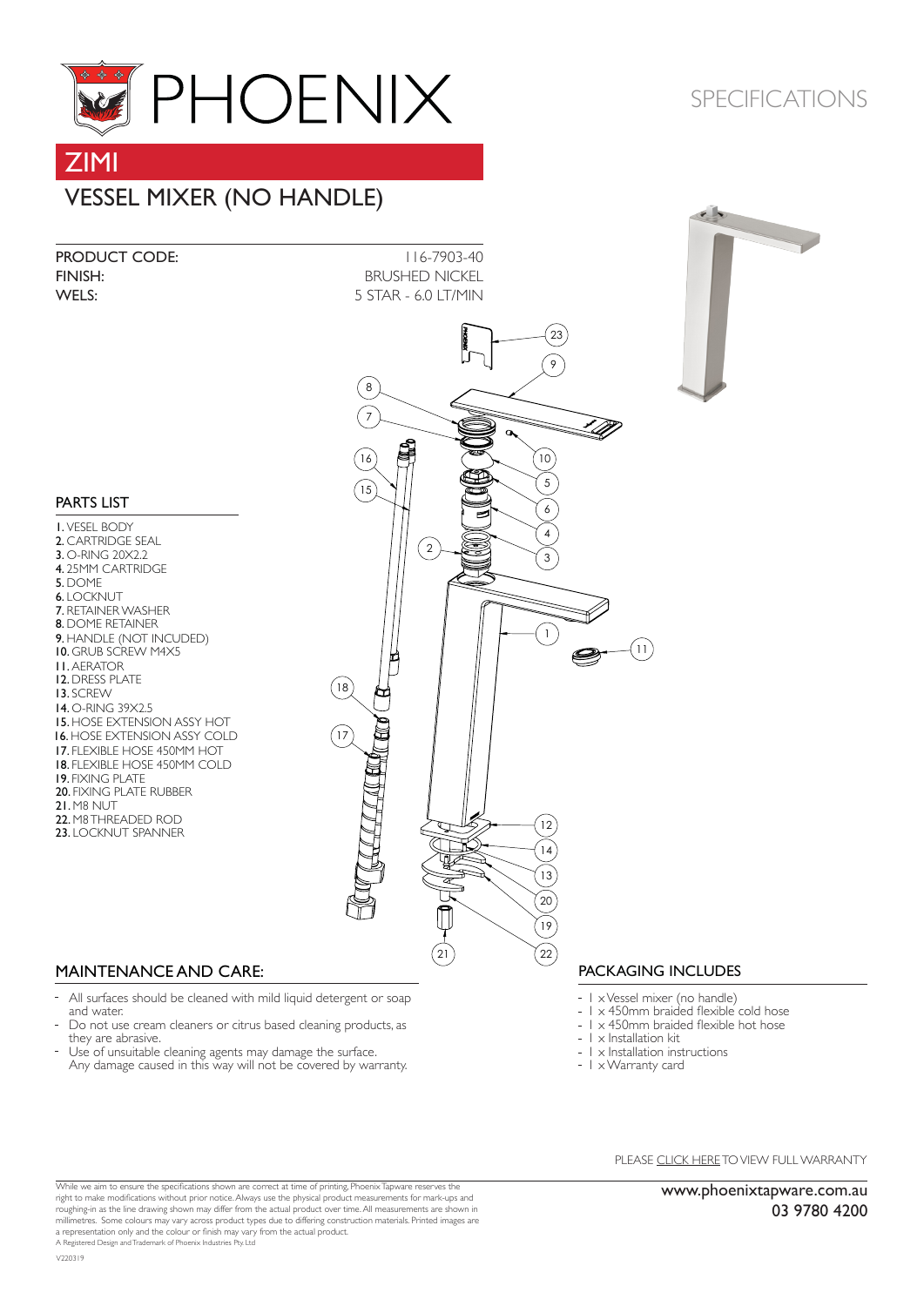# PHOENIX

SPECIFICATIONS

## ZIMI

## VESSEL MIXER (NO HANDLE)

| | |
|---|---|
| PRODUCT CODE: | 116-7903-40 |
| FINISH: | BRUSHED NICKEL |
| WELS: | 5 STAR - 6.0 LT/MIN |

### PARTS LIST

1. VESEL BODY
2. CARTRIDGE SEAL
3. O-RING 20X2.2
4. 25MM CARTRIDGE
5. DOME
6. LOCKNUT
7. RETAINER WASHER
8. DOME RETAINER
9. HANDLE (NOT INCUDED)
10. GRUB SCREW M4X5
11. AERATOR
12. DRESS PLATE
13. SCREW
14. O-RING 39X2.5
15. HOSE EXTENSION ASSY HOT
16. HOSE EXTENSION ASSY COLD
17. FLEXIBLE HOSE 450MM HOT
18. FLEXIBLE HOSE 450MM COLD
19. FIXING PLATE
20. FIXING PLATE RUBBER
21. M8 NUT
22. M8 THREADED ROD
23. LOCKNUT SPANNER

### MAINTENANCE AND CARE:

- All surfaces should be cleaned with mild liquid detergent or soap and water.
- Do not use cream cleaners or citrus based cleaning products, as they are abrasive.
- Use of unsuitable cleaning agents may damage the surface. Any damage caused in this way will not be covered by warranty.

### PACKAGING INCLUDES

- 1 x Vessel mixer (no handle)
- 1 x 450mm braided flexible cold hose
- 1 x 450mm braided flexible hot hose
- 1 x Installation kit
- 1 x Installation instructions
- 1 x Warranty card

PLEASE CLICK HERE TO VIEW FULL WARRANTY

While we aim to ensure the specifications shown are correct at time of printing, Phoenix Tapware reserves the right to make modifications without prior notice. Always use the physical product measurements for mark-ups and roughing-in as the line drawing shown may differ from the actual product over time. All measurements are shown in millimetres. Some colours may vary across product types due to differing construction materials. Printed images are a representation only and the colour or finish may vary from the actual product.
A Registered Design and Trademark of Phoenix Industries Pty. Ltd

V220319

www.phoenixtapware.com.au
03 9780 4200